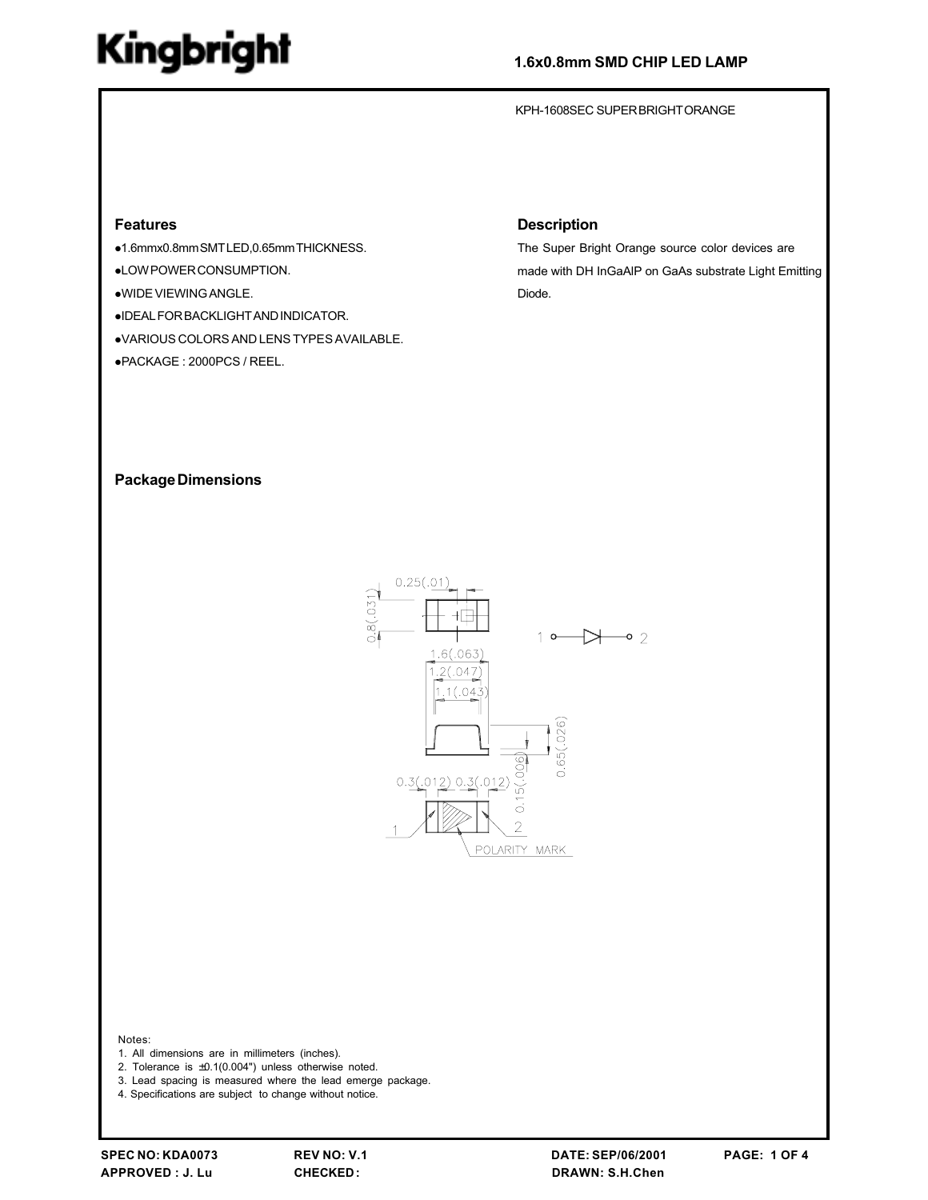# Kingbright

## 1.6x0.8mm SMD CHIP LED LAMP

KPH-1608SEC SUPER BRIGHT ORANGE

### Features

- 1.6mmx0.8mm SMT LED, 0.65mm THICKNESS.
- LOW POWER CONSUMPTION.
- WIDE VIEWING ANGLE.
- IDEAL FOR BACKLIGHT AND INDICATOR.
- VARIOUS COLORS AND LENS TYPES AVAILABLE.
- PACKAGE : 2000PCS / REEL.

### Description

The Super Bright Orange source color devices are made with DH InGaAlP on GaAs substrate Light Emitting Diode.

### Package Dimensions

Notes:
1. All dimensions are in millimeters (inches).
2. Tolerance is ±0.1(0.004") unless otherwise noted.
3. Lead spacing is measured where the lead emerge package.
4. Specifications are subject to change without notice.

SPEC NO: KDA0073 | REV NO: V.1 | DATE: SEP/06/2001
APPROVED : J. Lu | CHECKED : | DRAWN: S.H.Chen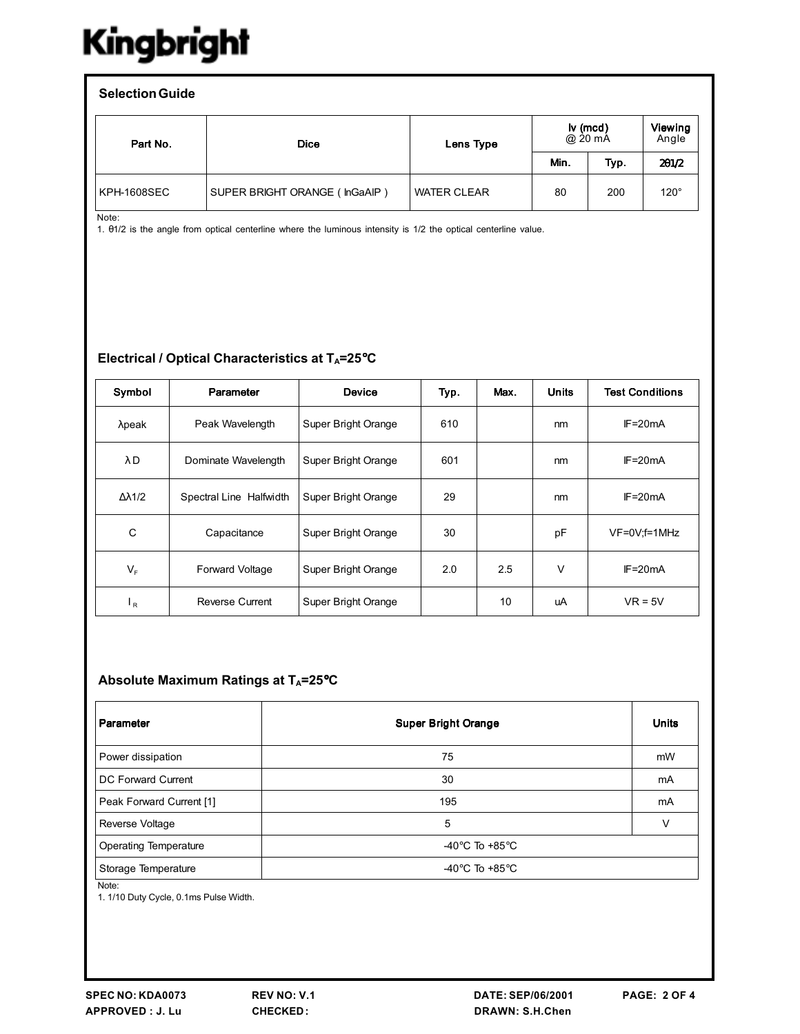## Selection Guide

| Part No. | Dice | Lens Type | Iv (mcd) @ 20 mA | | Viewing Angle |
|---|---|---|---|---|---|
| | | | Min. | Typ. | 2θ1/2 |
| KPH-1608SEC | SUPER BRIGHT ORANGE ( InGaAlP ) | WATER CLEAR | 80 | 200 | 120° |

Note:
1. θ1/2 is the angle from optical centerline where the luminous intensity is 1/2 the optical centerline value.

## Electrical / Optical Characteristics at $T_A$=25°C

| Symbol | Parameter | Device | Typ. | Max. | Units | Test Conditions |
|---|---|---|---|---|---|---|
| λpeak | Peak Wavelength | Super Bright Orange | 610 | | nm | IF=20mA |
| λD | Dominate Wavelength | Super Bright Orange | 601 | | nm | IF=20mA |
| Δλ1/2 | Spectral Line Halfwidth | Super Bright Orange | 29 | | nm | IF=20mA |
| C | Capacitance | Super Bright Orange | 30 | | pF | VF=0V;f=1MHz |
| $V_F$ | Forward Voltage | Super Bright Orange | 2.0 | 2.5 | V | IF=20mA |
| $I_R$ | Reverse Current | Super Bright Orange | | 10 | uA | VR = 5V |

## Absolute Maximum Ratings at $T_A$=25°C

| Parameter | Super Bright Orange | Units |
|---|---|---|
| Power dissipation | 75 | mW |
| DC Forward Current | 30 | mA |
| Peak Forward Current [1] | 195 | mA |
| Reverse Voltage | 5 | V |
| Operating Temperature | -40°C To +85°C | |
| Storage Temperature | -40°C To +85°C | |

Note:
1. 1/10 Duty Cycle, 0.1ms Pulse Width.

SPEC NO: KDA0073 REV NO: V.1 DATE: SEP/06/2001
APPROVED : J. Lu CHECKED: DRAWN: S.H.Chen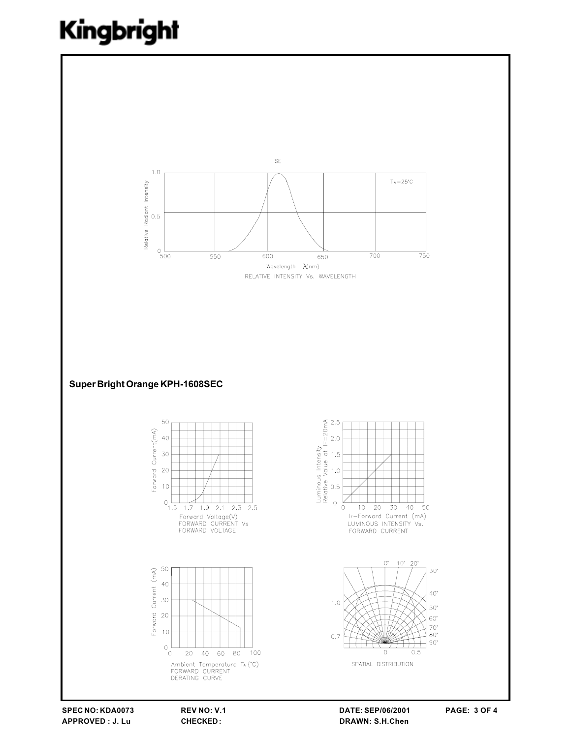SE

RELATIVE INTENSITY Vs. WAVELENGTH

**Super Bright Orange KPH-1608SEC**

FORWARD CURRENT Vs FORWARD VOLTAGE

LUMINOUS INTENSITY Vs. FORWARD CURRENT

FORWARD CURRENT DERATING CURVE

SPATIAL DISTRIBUTION

**SPEC NO: KDA0073** **REV NO: V.1** **DATE: SEP/06/2001**

**APPROVED : J. Lu** **CHECKED :** **DRAWN: S.H.Chen**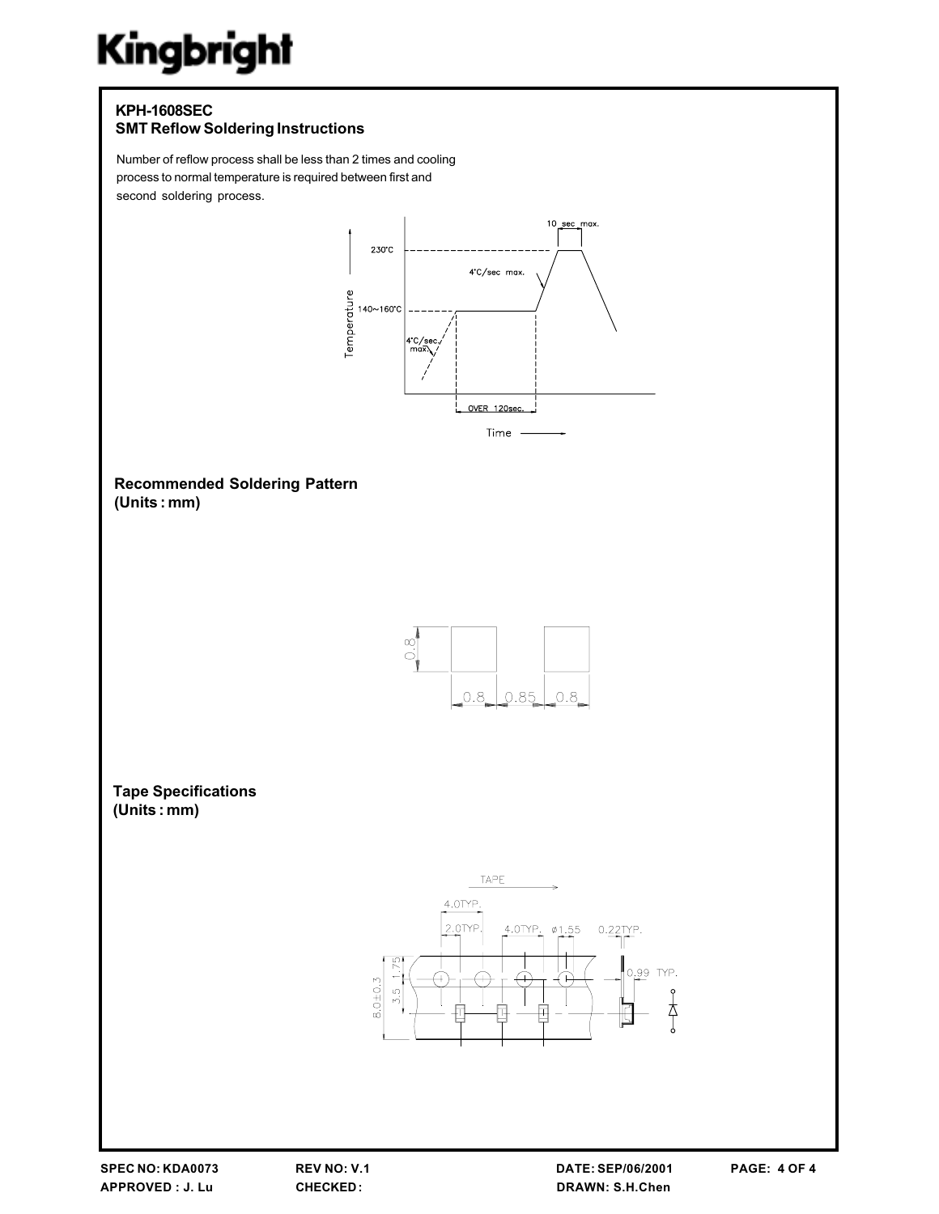# Kingbright

## KPH-1608SEC
## SMT Reflow Soldering Instructions

Number of reflow process shall be less than 2 times and cooling process to normal temperature is required between first and second soldering process.

10 sec max.
230°C
4°C/sec max.
140~160°C
4°C/sec. max
Temperature
OVER 120sec.
Time

## Recommended Soldering Pattern
## (Units : mm)

0.8
0.8
0.85
0.8

## Tape Specifications
## (Units : mm)

TAPE
4.0TYP.
2.0TYP.
4.0TYP.
ø1.55
0.22TYP.
1.75
3.5
8.0±0.3
0.99 TYP.

SPEC NO: KDA0073
REV NO: V.1
DATE: SEP/06/2001
APPROVED : J. Lu
CHECKED:
DRAWN: S.H.Chen